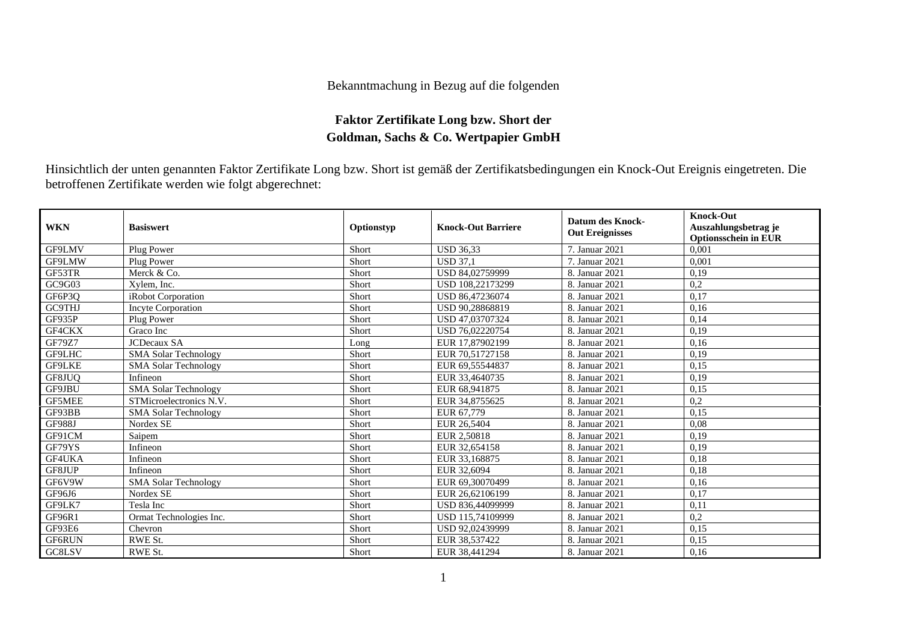Bekanntmachung in Bezug auf die folgenden

**Faktor Zertifikate Long bzw. Short der**
**Goldman, Sachs & Co. Wertpapier GmbH**

Hinsichtlich der unten genannten Faktor Zertifikate Long bzw. Short ist gemäß der Zertifikatsbedingungen ein Knock-Out Ereignis eingetreten. Die betroffenen Zertifikate werden wie folgt abgerechnet:

| WKN | Basiswert | Optionstyp | Knock-Out Barriere | Datum des Knock-Out Ereignisses | Knock-Out Auszahlungsbetrag je Optionsschein in EUR |
|---|---|---|---|---|---|
| GF9LMV | Plug Power | Short | USD 36,33 | 7. Januar 2021 | 0,001 |
| GF9LMW | Plug Power | Short | USD 37,1 | 7. Januar 2021 | 0,001 |
| GF53TR | Merck & Co. | Short | USD 84,02759999 | 8. Januar 2021 | 0,19 |
| GC9G03 | Xylem, Inc. | Short | USD 108,22173299 | 8. Januar 2021 | 0,2 |
| GF6P3Q | iRobot Corporation | Short | USD 86,47236074 | 8. Januar 2021 | 0,17 |
| GC9THJ | Incyte Corporation | Short | USD 90,28868819 | 8. Januar 2021 | 0,16 |
| GF935P | Plug Power | Short | USD 47,03707324 | 8. Januar 2021 | 0,14 |
| GF4CKX | Graco Inc | Short | USD 76,02220754 | 8. Januar 2021 | 0,19 |
| GF79Z7 | JCDecaux SA | Long | EUR 17,87902199 | 8. Januar 2021 | 0,16 |
| GF9LHC | SMA Solar Technology | Short | EUR 70,51727158 | 8. Januar 2021 | 0,19 |
| GF9LKE | SMA Solar Technology | Short | EUR 69,55544837 | 8. Januar 2021 | 0,15 |
| GF8JUQ | Infineon | Short | EUR 33,4640735 | 8. Januar 2021 | 0,19 |
| GF9JBU | SMA Solar Technology | Short | EUR 68,941875 | 8. Januar 2021 | 0,15 |
| GF5MEE | STMicroelectronics N.V. | Short | EUR 34,8755625 | 8. Januar 2021 | 0,2 |
| GF93BB | SMA Solar Technology | Short | EUR 67,779 | 8. Januar 2021 | 0,15 |
| GF988J | Nordex SE | Short | EUR 26,5404 | 8. Januar 2021 | 0,08 |
| GF91CM | Saipem | Short | EUR 2,50818 | 8. Januar 2021 | 0,19 |
| GF79YS | Infineon | Short | EUR 32,654158 | 8. Januar 2021 | 0,19 |
| GF4UKA | Infineon | Short | EUR 33,168875 | 8. Januar 2021 | 0,18 |
| GF8JUP | Infineon | Short | EUR 32,6094 | 8. Januar 2021 | 0,18 |
| GF6V9W | SMA Solar Technology | Short | EUR 69,30070499 | 8. Januar 2021 | 0,16 |
| GF96J6 | Nordex SE | Short | EUR 26,62106199 | 8. Januar 2021 | 0,17 |
| GF9LK7 | Tesla Inc | Short | USD 836,44099999 | 8. Januar 2021 | 0,11 |
| GF96R1 | Ormat Technologies Inc. | Short | USD 115,74109999 | 8. Januar 2021 | 0,2 |
| GF93E6 | Chevron | Short | USD 92,02439999 | 8. Januar 2021 | 0,15 |
| GF6RUN | RWE St. | Short | EUR 38,537422 | 8. Januar 2021 | 0,15 |
| GC8LSV | RWE St. | Short | EUR 38,441294 | 8. Januar 2021 | 0,16 |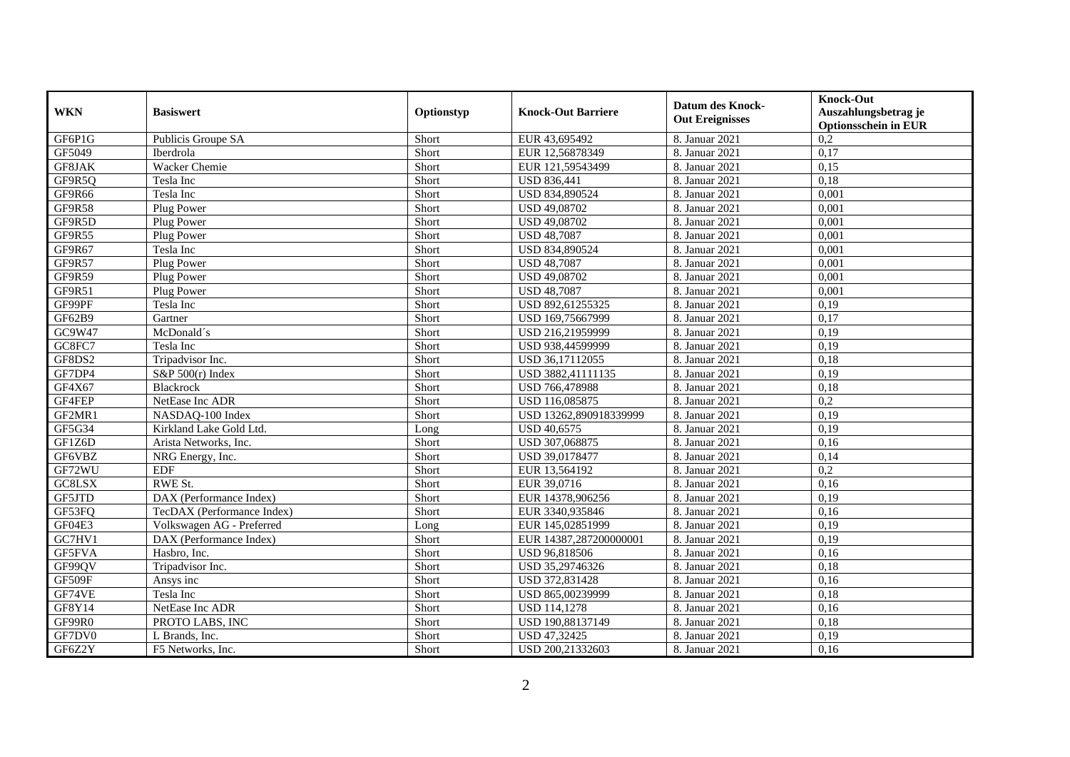| WKN | Basiswert | Optionstyp | Knock-Out Barriere | Datum des Knock-Out Ereignisses | Knock-Out Auszahlungsbetrag je Optionsschein in EUR |
|---|---|---|---|---|---|
| GF6P1G | Publicis Groupe SA | Short | EUR 43,695492 | 8. Januar 2021 | 0,2 |
| GF5049 | Iberdrola | Short | EUR 12,56878349 | 8. Januar 2021 | 0,17 |
| GF8JAK | Wacker Chemie | Short | EUR 121,59543499 | 8. Januar 2021 | 0,15 |
| GF9R5Q | Tesla Inc | Short | USD 836,441 | 8. Januar 2021 | 0,18 |
| GF9R66 | Tesla Inc | Short | USD 834,890524 | 8. Januar 2021 | 0,001 |
| GF9R58 | Plug Power | Short | USD 49,08702 | 8. Januar 2021 | 0,001 |
| GF9R5D | Plug Power | Short | USD 49,08702 | 8. Januar 2021 | 0,001 |
| GF9R55 | Plug Power | Short | USD 48,7087 | 8. Januar 2021 | 0,001 |
| GF9R67 | Tesla Inc | Short | USD 834,890524 | 8. Januar 2021 | 0,001 |
| GF9R57 | Plug Power | Short | USD 48,7087 | 8. Januar 2021 | 0,001 |
| GF9R59 | Plug Power | Short | USD 49,08702 | 8. Januar 2021 | 0,001 |
| GF9R51 | Plug Power | Short | USD 48,7087 | 8. Januar 2021 | 0,001 |
| GF99PF | Tesla Inc | Short | USD 892,61255325 | 8. Januar 2021 | 0,19 |
| GF62B9 | Gartner | Short | USD 169,75667999 | 8. Januar 2021 | 0,17 |
| GC9W47 | McDonald´s | Short | USD 216,21959999 | 8. Januar 2021 | 0,19 |
| GC8FC7 | Tesla Inc | Short | USD 938,44599999 | 8. Januar 2021 | 0,19 |
| GF8DS2 | Tripadvisor Inc. | Short | USD 36,17112055 | 8. Januar 2021 | 0,18 |
| GF7DP4 | S&P 500(r) Index | Short | USD 3882,41111135 | 8. Januar 2021 | 0,19 |
| GF4X67 | Blackrock | Short | USD 766,478988 | 8. Januar 2021 | 0,18 |
| GF4FEP | NetEase Inc ADR | Short | USD 116,085875 | 8. Januar 2021 | 0,2 |
| GF2MR1 | NASDAQ-100 Index | Short | USD 13262,890918339999 | 8. Januar 2021 | 0,19 |
| GF5G34 | Kirkland Lake Gold Ltd. | Long | USD 40,6575 | 8. Januar 2021 | 0,19 |
| GF1Z6D | Arista Networks, Inc. | Short | USD 307,068875 | 8. Januar 2021 | 0,16 |
| GF6VBZ | NRG Energy, Inc. | Short | USD 39,0178477 | 8. Januar 2021 | 0,14 |
| GF72WU | EDF | Short | EUR 13,564192 | 8. Januar 2021 | 0,2 |
| GC8LSX | RWE St. | Short | EUR 39,0716 | 8. Januar 2021 | 0,16 |
| GF5JTD | DAX (Performance Index) | Short | EUR 14378,906256 | 8. Januar 2021 | 0,19 |
| GF53FQ | TecDAX (Performance Index) | Short | EUR 3340,935846 | 8. Januar 2021 | 0,16 |
| GF04E3 | Volkswagen AG - Preferred | Long | EUR 145,02851999 | 8. Januar 2021 | 0,19 |
| GC7HV1 | DAX (Performance Index) | Short | EUR 14387,287200000001 | 8. Januar 2021 | 0,19 |
| GF5FVA | Hasbro, Inc. | Short | USD 96,818506 | 8. Januar 2021 | 0,16 |
| GF99QV | Tripadvisor Inc. | Short | USD 35,29746326 | 8. Januar 2021 | 0,18 |
| GF509F | Ansys inc | Short | USD 372,831428 | 8. Januar 2021 | 0,16 |
| GF74VE | Tesla Inc | Short | USD 865,00239999 | 8. Januar 2021 | 0,18 |
| GF8Y14 | NetEase Inc ADR | Short | USD 114,1278 | 8. Januar 2021 | 0,16 |
| GF99R0 | PROTO LABS, INC | Short | USD 190,88137149 | 8. Januar 2021 | 0,18 |
| GF7DV0 | L Brands, Inc. | Short | USD 47,32425 | 8. Januar 2021 | 0,19 |
| GF6Z2Y | F5 Networks, Inc. | Short | USD 200,21332603 | 8. Januar 2021 | 0,16 |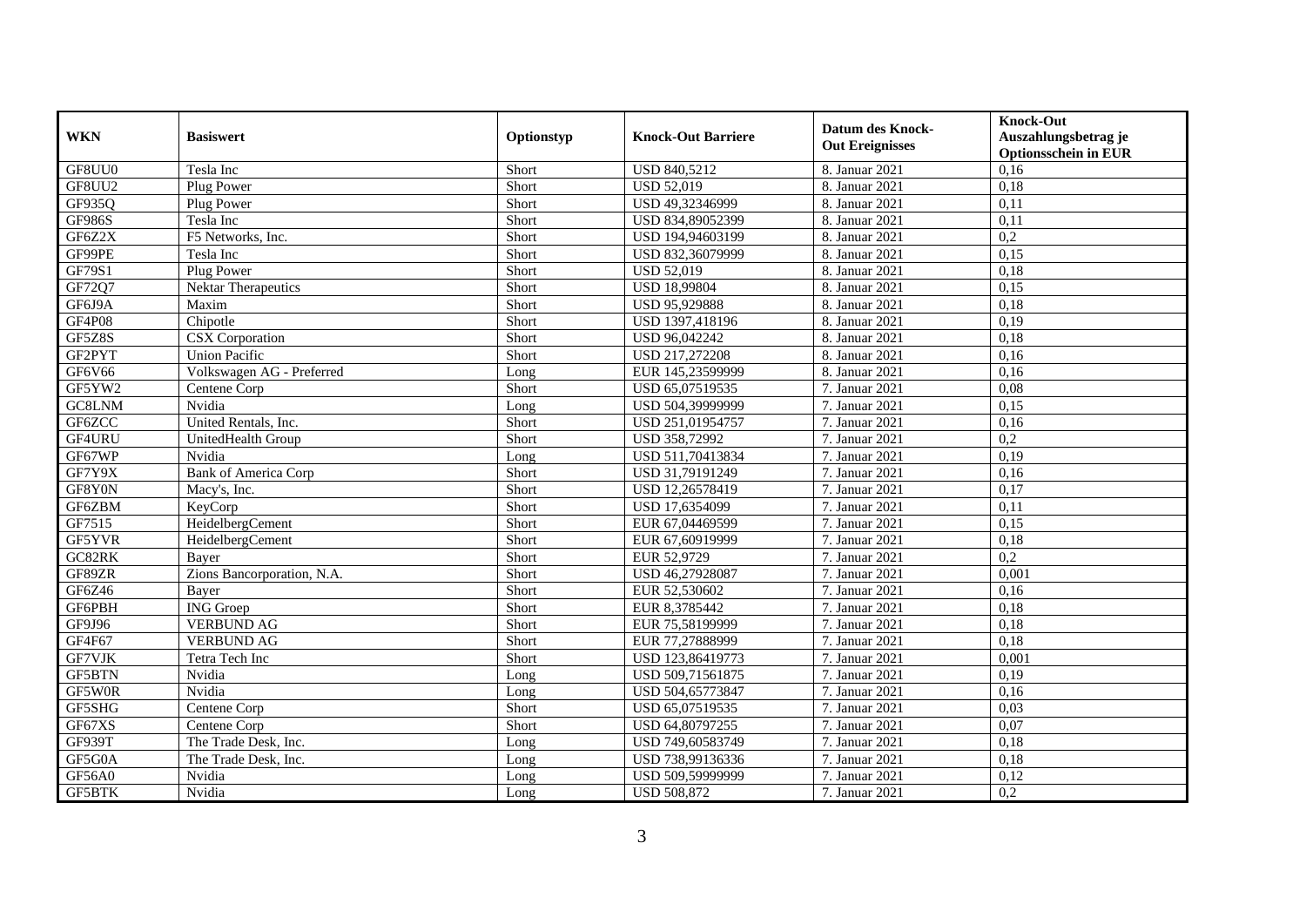| WKN | Basiswert | Optionstyp | Knock-Out Barriere | Datum des Knock-Out Ereignisses | Knock-Out Auszahlungsbetrag je Optionsschein in EUR |
|---|---|---|---|---|---|
| GF8UU0 | Tesla Inc | Short | USD 840,5212 | 8. Januar 2021 | 0,16 |
| GF8UU2 | Plug Power | Short | USD 52,019 | 8. Januar 2021 | 0,18 |
| GF935Q | Plug Power | Short | USD 49,32346999 | 8. Januar 2021 | 0,11 |
| GF986S | Tesla Inc | Short | USD 834,89052399 | 8. Januar 2021 | 0,11 |
| GF6Z2X | F5 Networks, Inc. | Short | USD 194,94603199 | 8. Januar 2021 | 0,2 |
| GF99PE | Tesla Inc | Short | USD 832,36079999 | 8. Januar 2021 | 0,15 |
| GF79S1 | Plug Power | Short | USD 52,019 | 8. Januar 2021 | 0,18 |
| GF72Q7 | Nektar Therapeutics | Short | USD 18,99804 | 8. Januar 2021 | 0,15 |
| GF6J9A | Maxim | Short | USD 95,929888 | 8. Januar 2021 | 0,18 |
| GF4P08 | Chipotle | Short | USD 1397,418196 | 8. Januar 2021 | 0,19 |
| GF5Z8S | CSX Corporation | Short | USD 96,042242 | 8. Januar 2021 | 0,18 |
| GF2PYT | Union Pacific | Short | USD 217,272208 | 8. Januar 2021 | 0,16 |
| GF6V66 | Volkswagen AG - Preferred | Long | EUR 145,23599999 | 8. Januar 2021 | 0,16 |
| GF5YW2 | Centene Corp | Short | USD 65,07519535 | 7. Januar 2021 | 0,08 |
| GC8LNM | Nvidia | Long | USD 504,39999999 | 7. Januar 2021 | 0,15 |
| GF6ZCC | United Rentals, Inc. | Short | USD 251,01954757 | 7. Januar 2021 | 0,16 |
| GF4URU | UnitedHealth Group | Short | USD 358,72992 | 7. Januar 2021 | 0,2 |
| GF67WP | Nvidia | Long | USD 511,70413834 | 7. Januar 2021 | 0,19 |
| GF7Y9X | Bank of America Corp | Short | USD 31,79191249 | 7. Januar 2021 | 0,16 |
| GF8Y0N | Macy's, Inc. | Short | USD 12,26578419 | 7. Januar 2021 | 0,17 |
| GF6ZBM | KeyCorp | Short | USD 17,6354099 | 7. Januar 2021 | 0,11 |
| GF7515 | HeidelbergCement | Short | EUR 67,04469599 | 7. Januar 2021 | 0,15 |
| GF5YVR | HeidelbergCement | Short | EUR 67,60919999 | 7. Januar 2021 | 0,18 |
| GC82RK | Bayer | Short | EUR 52,9729 | 7. Januar 2021 | 0,2 |
| GF89ZR | Zions Bancorporation, N.A. | Short | USD 46,27928087 | 7. Januar 2021 | 0,001 |
| GF6Z46 | Bayer | Short | EUR 52,530602 | 7. Januar 2021 | 0,16 |
| GF6PBH | ING Groep | Short | EUR 8,3785442 | 7. Januar 2021 | 0,18 |
| GF9J96 | VERBUND AG | Short | EUR 75,58199999 | 7. Januar 2021 | 0,18 |
| GF4F67 | VERBUND AG | Short | EUR 77,27888999 | 7. Januar 2021 | 0,18 |
| GF7VJK | Tetra Tech Inc | Short | USD 123,86419773 | 7. Januar 2021 | 0,001 |
| GF5BTN | Nvidia | Long | USD 509,71561875 | 7. Januar 2021 | 0,19 |
| GF5W0R | Nvidia | Long | USD 504,65773847 | 7. Januar 2021 | 0,16 |
| GF5SHG | Centene Corp | Short | USD 65,07519535 | 7. Januar 2021 | 0,03 |
| GF67XS | Centene Corp | Short | USD 64,80797255 | 7. Januar 2021 | 0,07 |
| GF939T | The Trade Desk, Inc. | Long | USD 749,60583749 | 7. Januar 2021 | 0,18 |
| GF5G0A | The Trade Desk, Inc. | Long | USD 738,99136336 | 7. Januar 2021 | 0,18 |
| GF56A0 | Nvidia | Long | USD 509,59999999 | 7. Januar 2021 | 0,12 |
| GF5BTK | Nvidia | Long | USD 508,872 | 7. Januar 2021 | 0,2 |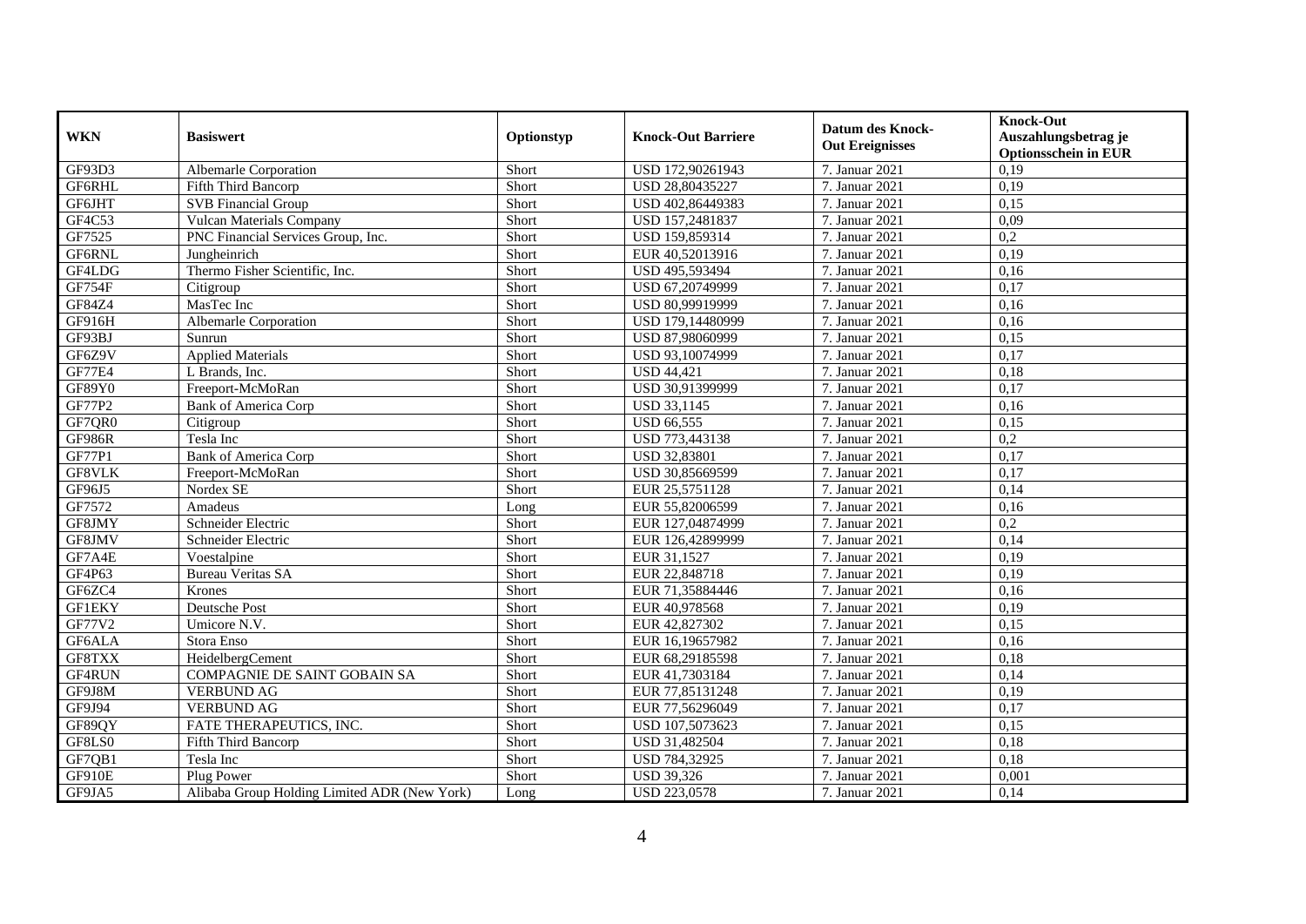| WKN | Basiswert | Optionstyp | Knock-Out Barriere | Datum des Knock-Out Ereignisses | Knock-Out Auszahlungsbetrag je Optionsschein in EUR |
|---|---|---|---|---|---|
| GF93D3 | Albemarle Corporation | Short | USD 172,90261943 | 7. Januar 2021 | 0,19 |
| GF6RHL | Fifth Third Bancorp | Short | USD 28,80435227 | 7. Januar 2021 | 0,19 |
| GF6JHT | SVB Financial Group | Short | USD 402,86449383 | 7. Januar 2021 | 0,15 |
| GF4C53 | Vulcan Materials Company | Short | USD 157,2481837 | 7. Januar 2021 | 0,09 |
| GF7525 | PNC Financial Services Group, Inc. | Short | USD 159,859314 | 7. Januar 2021 | 0,2 |
| GF6RNL | Jungheinrich | Short | EUR 40,52013916 | 7. Januar 2021 | 0,19 |
| GF4LDG | Thermo Fisher Scientific, Inc. | Short | USD 495,593494 | 7. Januar 2021 | 0,16 |
| GF754F | Citigroup | Short | USD 67,20749999 | 7. Januar 2021 | 0,17 |
| GF84Z4 | MasTec Inc | Short | USD 80,99919999 | 7. Januar 2021 | 0,16 |
| GF916H | Albemarle Corporation | Short | USD 179,14480999 | 7. Januar 2021 | 0,16 |
| GF93BJ | Sunrun | Short | USD 87,98060999 | 7. Januar 2021 | 0,15 |
| GF6Z9V | Applied Materials | Short | USD 93,10074999 | 7. Januar 2021 | 0,17 |
| GF77E4 | L Brands, Inc. | Short | USD 44,421 | 7. Januar 2021 | 0,18 |
| GF89Y0 | Freeport-McMoRan | Short | USD 30,91399999 | 7. Januar 2021 | 0,17 |
| GF77P2 | Bank of America Corp | Short | USD 33,1145 | 7. Januar 2021 | 0,16 |
| GF7QR0 | Citigroup | Short | USD 66,555 | 7. Januar 2021 | 0,15 |
| GF986R | Tesla Inc | Short | USD 773,443138 | 7. Januar 2021 | 0,2 |
| GF77P1 | Bank of America Corp | Short | USD 32,83801 | 7. Januar 2021 | 0,17 |
| GF8VLK | Freeport-McMoRan | Short | USD 30,85669599 | 7. Januar 2021 | 0,17 |
| GF96J5 | Nordex SE | Short | EUR 25,5751128 | 7. Januar 2021 | 0,14 |
| GF7572 | Amadeus | Long | EUR 55,82006599 | 7. Januar 2021 | 0,16 |
| GF8JMY | Schneider Electric | Short | EUR 127,04874999 | 7. Januar 2021 | 0,2 |
| GF8JMV | Schneider Electric | Short | EUR 126,42899999 | 7. Januar 2021 | 0,14 |
| GF7A4E | Voestalpine | Short | EUR 31,1527 | 7. Januar 2021 | 0,19 |
| GF4P63 | Bureau Veritas SA | Short | EUR 22,848718 | 7. Januar 2021 | 0,19 |
| GF6ZC4 | Krones | Short | EUR 71,35884446 | 7. Januar 2021 | 0,16 |
| GF1EKY | Deutsche Post | Short | EUR 40,978568 | 7. Januar 2021 | 0,19 |
| GF77V2 | Umicore N.V. | Short | EUR 42,827302 | 7. Januar 2021 | 0,15 |
| GF6ALA | Stora Enso | Short | EUR 16,19657982 | 7. Januar 2021 | 0,16 |
| GF8TXX | HeidelbergCement | Short | EUR 68,29185598 | 7. Januar 2021 | 0,18 |
| GF4RUN | COMPAGNIE DE SAINT GOBAIN SA | Short | EUR 41,7303184 | 7. Januar 2021 | 0,14 |
| GF9J8M | VERBUND AG | Short | EUR 77,85131248 | 7. Januar 2021 | 0,19 |
| GF9J94 | VERBUND AG | Short | EUR 77,56296049 | 7. Januar 2021 | 0,17 |
| GF89QY | FATE THERAPEUTICS, INC. | Short | USD 107,5073623 | 7. Januar 2021 | 0,15 |
| GF8LS0 | Fifth Third Bancorp | Short | USD 31,482504 | 7. Januar 2021 | 0,18 |
| GF7QB1 | Tesla Inc | Short | USD 784,32925 | 7. Januar 2021 | 0,18 |
| GF910E | Plug Power | Short | USD 39,326 | 7. Januar 2021 | 0,001 |
| GF9JA5 | Alibaba Group Holding Limited ADR (New York) | Long | USD 223,0578 | 7. Januar 2021 | 0,14 |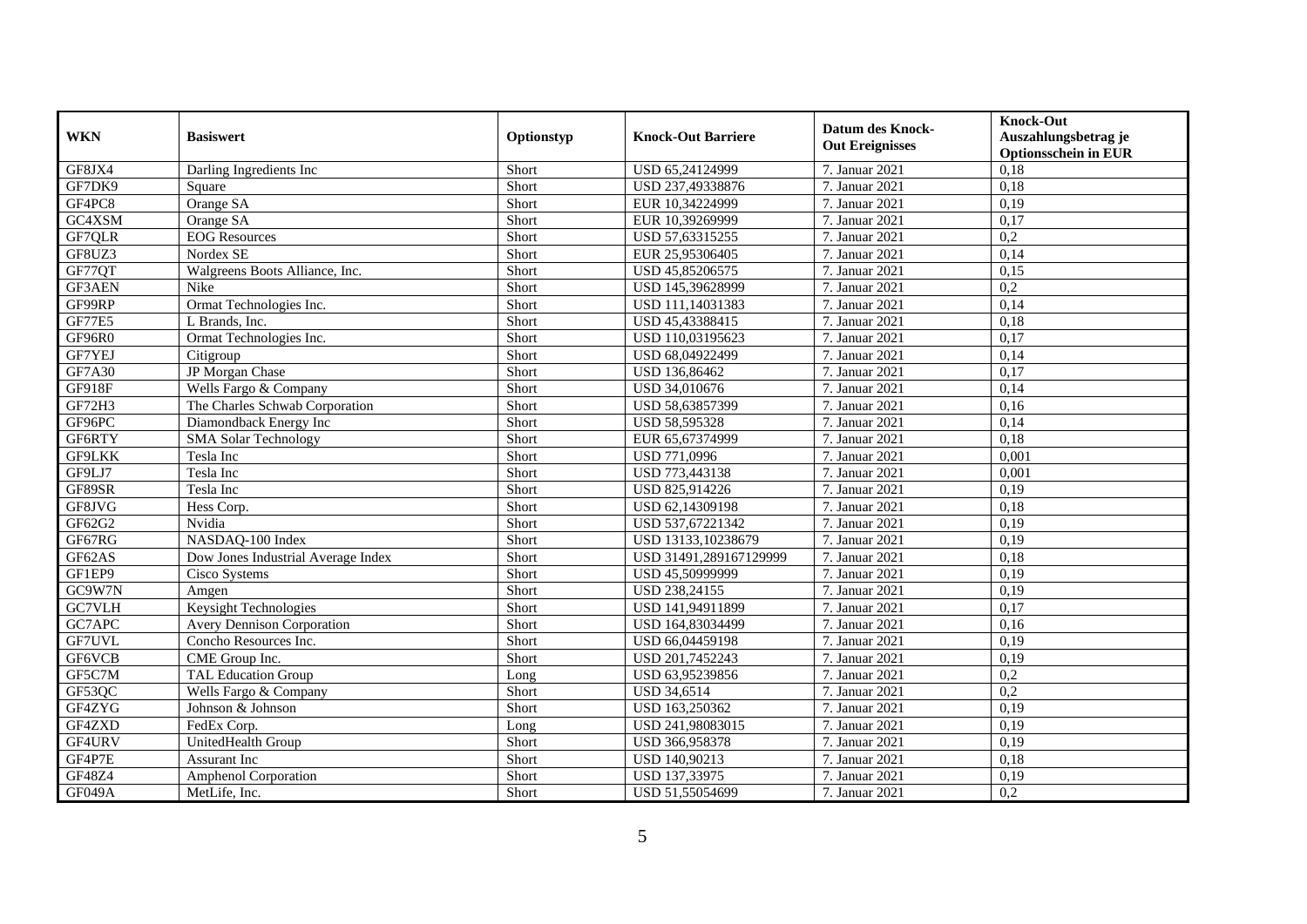| WKN | Basiswert | Optionstyp | Knock-Out Barriere | Datum des Knock-Out Ereignisses | Knock-Out Auszahlungsbetrag je Optionsschein in EUR |
|---|---|---|---|---|---|
| GF8JX4 | Darling Ingredients Inc | Short | USD 65,24124999 | 7. Januar 2021 | 0,18 |
| GF7DK9 | Square | Short | USD 237,49338876 | 7. Januar 2021 | 0,18 |
| GF4PC8 | Orange SA | Short | EUR 10,34224999 | 7. Januar 2021 | 0,19 |
| GC4XSM | Orange SA | Short | EUR 10,39269999 | 7. Januar 2021 | 0,17 |
| GF7QLR | EOG Resources | Short | USD 57,63315255 | 7. Januar 2021 | 0,2 |
| GF8UZ3 | Nordex SE | Short | EUR 25,95306405 | 7. Januar 2021 | 0,14 |
| GF77QT | Walgreens Boots Alliance, Inc. | Short | USD 45,85206575 | 7. Januar 2021 | 0,15 |
| GF3AEN | Nike | Short | USD 145,39628999 | 7. Januar 2021 | 0,2 |
| GF99RP | Ormat Technologies Inc. | Short | USD 111,14031383 | 7. Januar 2021 | 0,14 |
| GF77E5 | L Brands, Inc. | Short | USD 45,43388415 | 7. Januar 2021 | 0,18 |
| GF96R0 | Ormat Technologies Inc. | Short | USD 110,03195623 | 7. Januar 2021 | 0,17 |
| GF7YEJ | Citigroup | Short | USD 68,04922499 | 7. Januar 2021 | 0,14 |
| GF7A30 | JP Morgan Chase | Short | USD 136,86462 | 7. Januar 2021 | 0,17 |
| GF918F | Wells Fargo & Company | Short | USD 34,010676 | 7. Januar 2021 | 0,14 |
| GF72H3 | The Charles Schwab Corporation | Short | USD 58,63857399 | 7. Januar 2021 | 0,16 |
| GF96PC | Diamondback Energy Inc | Short | USD 58,595328 | 7. Januar 2021 | 0,14 |
| GF6RTY | SMA Solar Technology | Short | EUR 65,67374999 | 7. Januar 2021 | 0,18 |
| GF9LKK | Tesla Inc | Short | USD 771,0996 | 7. Januar 2021 | 0,001 |
| GF9LJ7 | Tesla Inc | Short | USD 773,443138 | 7. Januar 2021 | 0,001 |
| GF89SR | Tesla Inc | Short | USD 825,914226 | 7. Januar 2021 | 0,19 |
| GF8JVG | Hess Corp. | Short | USD 62,14309198 | 7. Januar 2021 | 0,18 |
| GF62G2 | Nvidia | Short | USD 537,67221342 | 7. Januar 2021 | 0,19 |
| GF67RG | NASDAQ-100 Index | Short | USD 13133,10238679 | 7. Januar 2021 | 0,19 |
| GF62AS | Dow Jones Industrial Average Index | Short | USD 31491,289167129999 | 7. Januar 2021 | 0,18 |
| GF1EP9 | Cisco Systems | Short | USD 45,50999999 | 7. Januar 2021 | 0,19 |
| GC9W7N | Amgen | Short | USD 238,24155 | 7. Januar 2021 | 0,19 |
| GC7VLH | Keysight Technologies | Short | USD 141,94911899 | 7. Januar 2021 | 0,17 |
| GC7APC | Avery Dennison Corporation | Short | USD 164,83034499 | 7. Januar 2021 | 0,16 |
| GF7UVL | Concho Resources Inc. | Short | USD 66,04459198 | 7. Januar 2021 | 0,19 |
| GF6VCB | CME Group Inc. | Short | USD 201,7452243 | 7. Januar 2021 | 0,19 |
| GF5C7M | TAL Education Group | Long | USD 63,95239856 | 7. Januar 2021 | 0,2 |
| GF53QC | Wells Fargo & Company | Short | USD 34,6514 | 7. Januar 2021 | 0,2 |
| GF4ZYG | Johnson & Johnson | Short | USD 163,250362 | 7. Januar 2021 | 0,19 |
| GF4ZXD | FedEx Corp. | Long | USD 241,98083015 | 7. Januar 2021 | 0,19 |
| GF4URV | UnitedHealth Group | Short | USD 366,958378 | 7. Januar 2021 | 0,19 |
| GF4P7E | Assurant Inc | Short | USD 140,90213 | 7. Januar 2021 | 0,18 |
| GF48Z4 | Amphenol Corporation | Short | USD 137,33975 | 7. Januar 2021 | 0,19 |
| GF049A | MetLife, Inc. | Short | USD 51,55054699 | 7. Januar 2021 | 0,2 |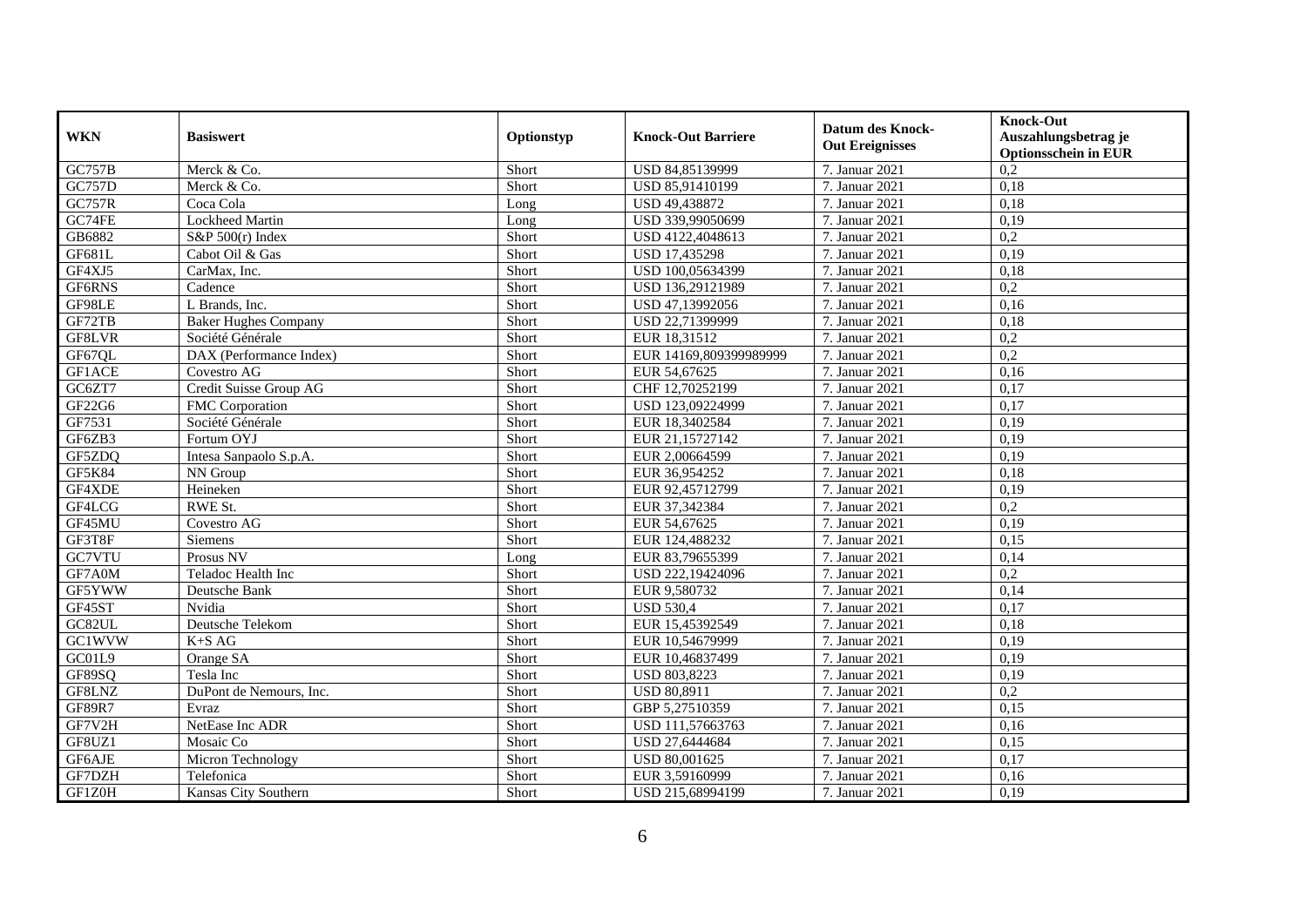| WKN | Basiswert | Optionstyp | Knock-Out Barriere | Datum des Knock-Out Ereignisses | Knock-Out Auszahlungsbetrag je Optionsschein in EUR |
|---|---|---|---|---|---|
| GC757B | Merck & Co. | Short | USD 84,85139999 | 7. Januar 2021 | 0,2 |
| GC757D | Merck & Co. | Short | USD 85,91410199 | 7. Januar 2021 | 0,18 |
| GC757R | Coca Cola | Long | USD 49,438872 | 7. Januar 2021 | 0,18 |
| GC74FE | Lockheed Martin | Long | USD 339,99050699 | 7. Januar 2021 | 0,19 |
| GB6882 | S&P 500(r) Index | Short | USD 4122,4048613 | 7. Januar 2021 | 0,2 |
| GF681L | Cabot Oil & Gas | Short | USD 17,435298 | 7. Januar 2021 | 0,19 |
| GF4XJ5 | CarMax, Inc. | Short | USD 100,05634399 | 7. Januar 2021 | 0,18 |
| GF6RNS | Cadence | Short | USD 136,29121989 | 7. Januar 2021 | 0,2 |
| GF98LE | L Brands, Inc. | Short | USD 47,13992056 | 7. Januar 2021 | 0,16 |
| GF72TB | Baker Hughes Company | Short | USD 22,71399999 | 7. Januar 2021 | 0,18 |
| GF8LVR | Société Générale | Short | EUR 18,31512 | 7. Januar 2021 | 0,2 |
| GF67QL | DAX (Performance Index) | Short | EUR 14169,809399989999 | 7. Januar 2021 | 0,2 |
| GF1ACE | Covestro AG | Short | EUR 54,67625 | 7. Januar 2021 | 0,16 |
| GC6ZT7 | Credit Suisse Group AG | Short | CHF 12,70252199 | 7. Januar 2021 | 0,17 |
| GF22G6 | FMC Corporation | Short | USD 123,09224999 | 7. Januar 2021 | 0,17 |
| GF7531 | Société Générale | Short | EUR 18,3402584 | 7. Januar 2021 | 0,19 |
| GF6ZB3 | Fortum OYJ | Short | EUR 21,15727142 | 7. Januar 2021 | 0,19 |
| GF5ZDQ | Intesa Sanpaolo S.p.A. | Short | EUR 2,00664599 | 7. Januar 2021 | 0,19 |
| GF5K84 | NN Group | Short | EUR 36,954252 | 7. Januar 2021 | 0,18 |
| GF4XDE | Heineken | Short | EUR 92,45712799 | 7. Januar 2021 | 0,19 |
| GF4LCG | RWE St. | Short | EUR 37,342384 | 7. Januar 2021 | 0,2 |
| GF45MU | Covestro AG | Short | EUR 54,67625 | 7. Januar 2021 | 0,19 |
| GF3T8F | Siemens | Short | EUR 124,488232 | 7. Januar 2021 | 0,15 |
| GC7VTU | Prosus NV | Long | EUR 83,79655399 | 7. Januar 2021 | 0,14 |
| GF7A0M | Teladoc Health Inc | Short | USD 222,19424096 | 7. Januar 2021 | 0,2 |
| GF5YWW | Deutsche Bank | Short | EUR 9,580732 | 7. Januar 2021 | 0,14 |
| GF45ST | Nvidia | Short | USD 530,4 | 7. Januar 2021 | 0,17 |
| GC82UL | Deutsche Telekom | Short | EUR 15,45392549 | 7. Januar 2021 | 0,18 |
| GC1WVW | K+S AG | Short | EUR 10,54679999 | 7. Januar 2021 | 0,19 |
| GC01L9 | Orange SA | Short | EUR 10,46837499 | 7. Januar 2021 | 0,19 |
| GF89SQ | Tesla Inc | Short | USD 803,8223 | 7. Januar 2021 | 0,19 |
| GF8LNZ | DuPont de Nemours, Inc. | Short | USD 80,8911 | 7. Januar 2021 | 0,2 |
| GF89R7 | Evraz | Short | GBP 5,27510359 | 7. Januar 2021 | 0,15 |
| GF7V2H | NetEase Inc ADR | Short | USD 111,57663763 | 7. Januar 2021 | 0,16 |
| GF8UZ1 | Mosaic Co | Short | USD 27,6444684 | 7. Januar 2021 | 0,15 |
| GF6AJE | Micron Technology | Short | USD 80,001625 | 7. Januar 2021 | 0,17 |
| GF7DZH | Telefonica | Short | EUR 3,59160999 | 7. Januar 2021 | 0,16 |
| GF1Z0H | Kansas City Southern | Short | USD 215,68994199 | 7. Januar 2021 | 0,19 |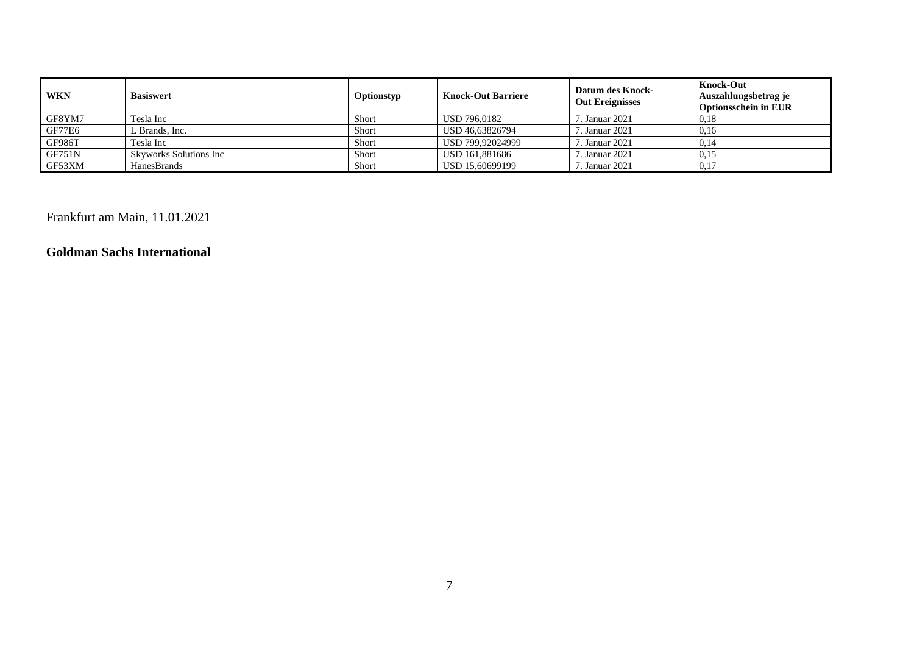| WKN | Basiswert | Optionstyp | Knock-Out Barriere | Datum des Knock-Out Ereignisses | Knock-Out Auszahlungsbetrag je Optionsschein in EUR |
|---|---|---|---|---|---|
| GF8YM7 | Tesla Inc | Short | USD 796,0182 | 7. Januar 2021 | 0,18 |
| GF77E6 | L Brands, Inc. | Short | USD 46,63826794 | 7. Januar 2021 | 0,16 |
| GF986T | Tesla Inc | Short | USD 799,92024999 | 7. Januar 2021 | 0,14 |
| GF751N | Skyworks Solutions Inc | Short | USD 161,881686 | 7. Januar 2021 | 0,15 |
| GF53XM | HanesBrands | Short | USD 15,60699199 | 7. Januar 2021 | 0,17 |

Frankfurt am Main, 11.01.2021

**Goldman Sachs International**